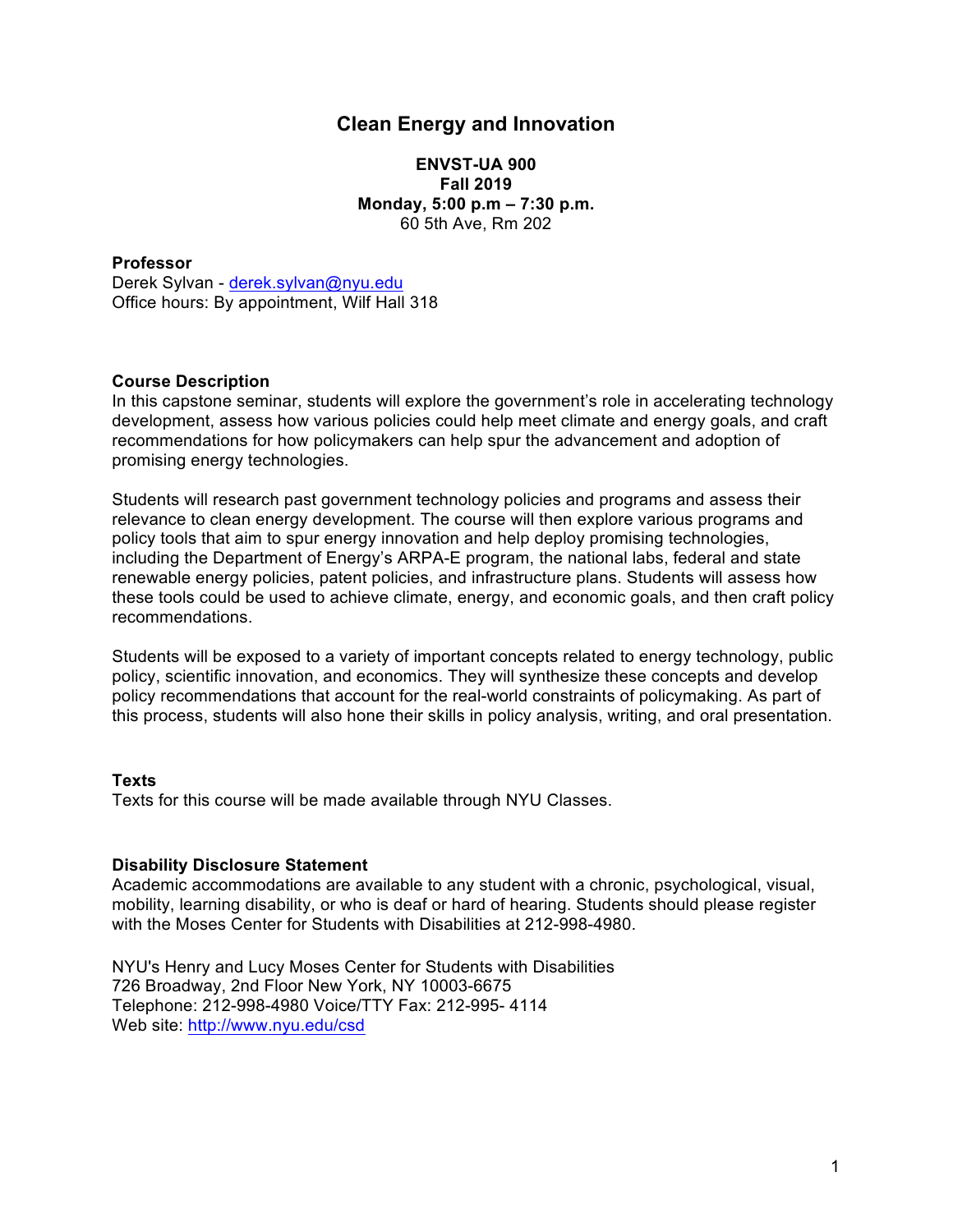# Clean Energy and Innovation

**ENVST-UA 900**
**Fall 2019**
**Monday, 5:00 p.m – 7:30 p.m.**
60 5th Ave, Rm 202

**Professor**
Derek Sylvan - derek.sylvan@nyu.edu
Office hours: By appointment, Wilf Hall 318

**Course Description**
In this capstone seminar, students will explore the government's role in accelerating technology development, assess how various policies could help meet climate and energy goals, and craft recommendations for how policymakers can help spur the advancement and adoption of promising energy technologies.

Students will research past government technology policies and programs and assess their relevance to clean energy development. The course will then explore various programs and policy tools that aim to spur energy innovation and help deploy promising technologies, including the Department of Energy's ARPA-E program, the national labs, federal and state renewable energy policies, patent policies, and infrastructure plans. Students will assess how these tools could be used to achieve climate, energy, and economic goals, and then craft policy recommendations.

Students will be exposed to a variety of important concepts related to energy technology, public policy, scientific innovation, and economics. They will synthesize these concepts and develop policy recommendations that account for the real-world constraints of policymaking. As part of this process, students will also hone their skills in policy analysis, writing, and oral presentation.

**Texts**
Texts for this course will be made available through NYU Classes.

**Disability Disclosure Statement**
Academic accommodations are available to any student with a chronic, psychological, visual, mobility, learning disability, or who is deaf or hard of hearing. Students should please register with the Moses Center for Students with Disabilities at 212-998-4980.

NYU's Henry and Lucy Moses Center for Students with Disabilities
726 Broadway, 2nd Floor New York, NY 10003-6675
Telephone: 212-998-4980 Voice/TTY Fax: 212-995- 4114
Web site: http://www.nyu.edu/csd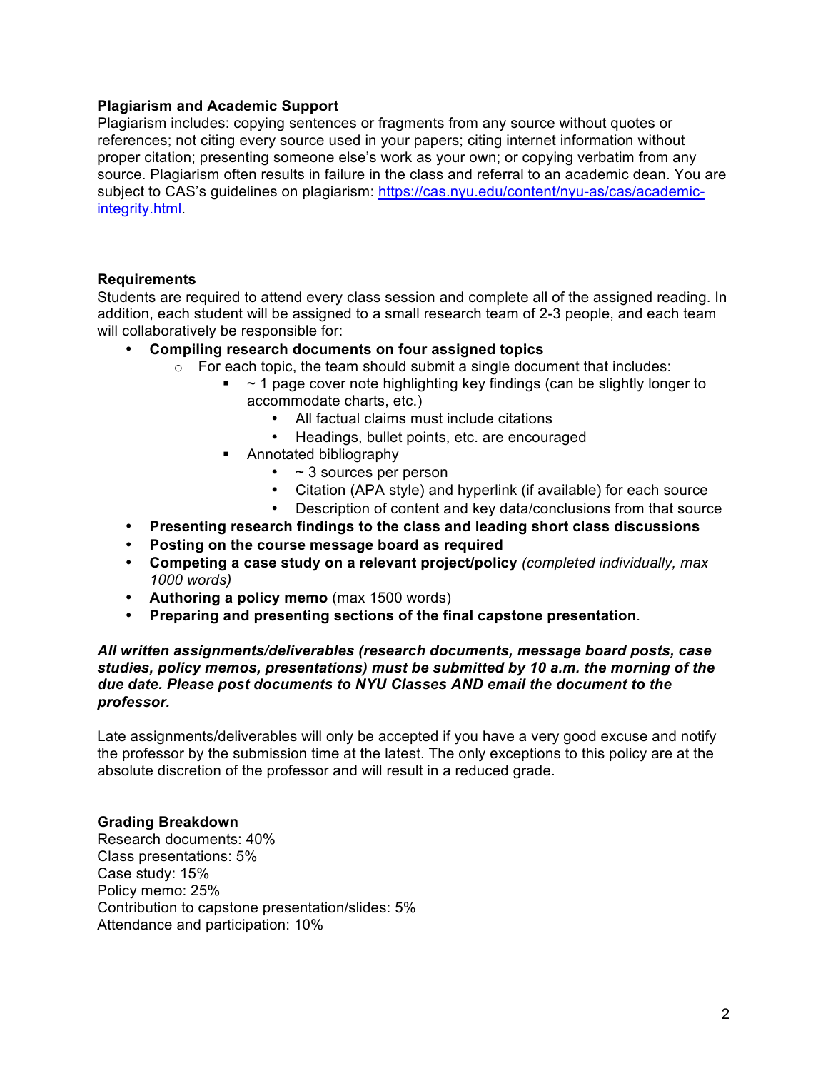**Plagiarism and Academic Support**
Plagiarism includes: copying sentences or fragments from any source without quotes or references; not citing every source used in your papers; citing internet information without proper citation; presenting someone else's work as your own; or copying verbatim from any source. Plagiarism often results in failure in the class and referral to an academic dean. You are subject to CAS's guidelines on plagiarism: [https://cas.nyu.edu/content/nyu-as/cas/academic-integrity.html](https://cas.nyu.edu/content/nyu-as/cas/academic-integrity.html).

**Requirements**
Students are required to attend every class session and complete all of the assigned reading. In addition, each student will be assigned to a small research team of 2-3 people, and each team will collaboratively be responsible for:

- **Compiling research documents on four assigned topics**
  - For each topic, the team should submit a single document that includes:
    - ~ 1 page cover note highlighting key findings (can be slightly longer to accommodate charts, etc.)
      - All factual claims must include citations
      - Headings, bullet points, etc. are encouraged
    - Annotated bibliography
      - ~ 3 sources per person
      - Citation (APA style) and hyperlink (if available) for each source
      - Description of content and key data/conclusions from that source
- **Presenting research findings to the class and leading short class discussions**
- **Posting on the course message board as required**
- **Competing a case study on a relevant project/policy** *(completed individually, max 1000 words)*
- **Authoring a policy memo** (max 1500 words)
- **Preparing and presenting sections of the final capstone presentation**.

***All written assignments/deliverables (research documents, message board posts, case studies, policy memos, presentations) must be submitted by 10 a.m. the morning of the due date. Please post documents to NYU Classes AND email the document to the professor.***

Late assignments/deliverables will only be accepted if you have a very good excuse and notify the professor by the submission time at the latest. The only exceptions to this policy are at the absolute discretion of the professor and will result in a reduced grade.

**Grading Breakdown**
Research documents: 40%
Class presentations: 5%
Case study: 15%
Policy memo: 25%
Contribution to capstone presentation/slides: 5%
Attendance and participation: 10%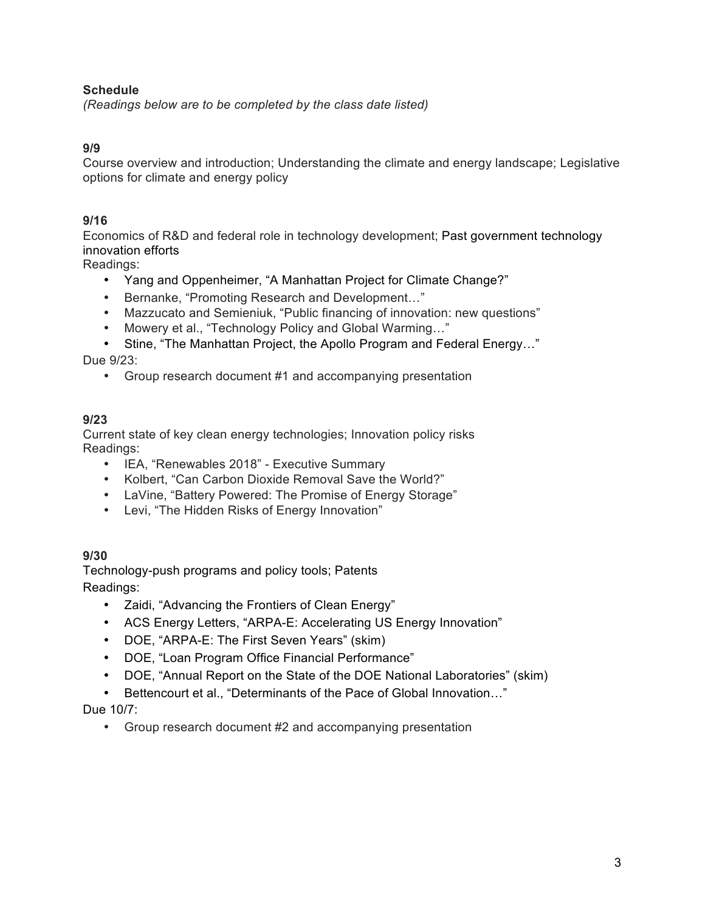**Schedule**

*(Readings below are to be completed by the class date listed)*

**9/9**

Course overview and introduction; Understanding the climate and energy landscape; Legislative options for climate and energy policy

**9/16**

Economics of R&D and federal role in technology development; Past government technology innovation efforts

Readings:

- Yang and Oppenheimer, "A Manhattan Project for Climate Change?"
- Bernanke, "Promoting Research and Development…"
- Mazzucato and Semieniuk, "Public financing of innovation: new questions"
- Mowery et al., "Technology Policy and Global Warming…"
- Stine, "The Manhattan Project, the Apollo Program and Federal Energy…"

Due 9/23:

- Group research document #1 and accompanying presentation

**9/23**

Current state of key clean energy technologies; Innovation policy risks

Readings:

- IEA, "Renewables 2018" - Executive Summary
- Kolbert, "Can Carbon Dioxide Removal Save the World?"
- LaVine, "Battery Powered: The Promise of Energy Storage"
- Levi, "The Hidden Risks of Energy Innovation"

**9/30**

Technology-push programs and policy tools; Patents

Readings:

- Zaidi, "Advancing the Frontiers of Clean Energy"
- ACS Energy Letters, "ARPA-E: Accelerating US Energy Innovation"
- DOE, "ARPA-E: The First Seven Years" (skim)
- DOE, "Loan Program Office Financial Performance"
- DOE, "Annual Report on the State of the DOE National Laboratories" (skim)
- Bettencourt et al., "Determinants of the Pace of Global Innovation…"

Due 10/7:

- Group research document #2 and accompanying presentation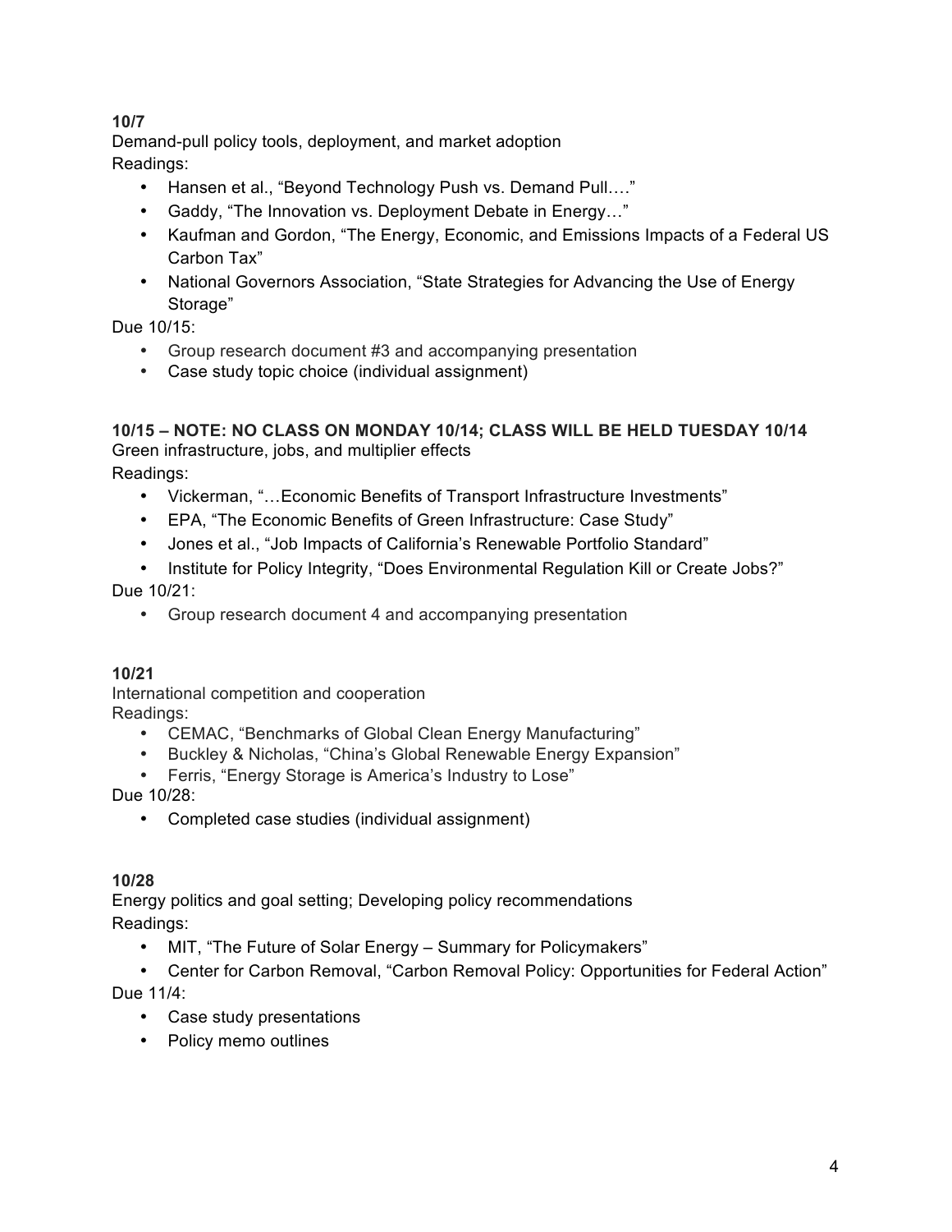**10/7**

Demand-pull policy tools, deployment, and market adoption

Readings:

- Hansen et al., "Beyond Technology Push vs. Demand Pull…."
- Gaddy, "The Innovation vs. Deployment Debate in Energy…"
- Kaufman and Gordon, "The Energy, Economic, and Emissions Impacts of a Federal US Carbon Tax"
- National Governors Association, "State Strategies for Advancing the Use of Energy Storage"

Due 10/15:

- Group research document #3 and accompanying presentation
- Case study topic choice (individual assignment)

**10/15 – NOTE: NO CLASS ON MONDAY 10/14; CLASS WILL BE HELD TUESDAY 10/14**

Green infrastructure, jobs, and multiplier effects

Readings:

- Vickerman, "…Economic Benefits of Transport Infrastructure Investments"
- EPA, "The Economic Benefits of Green Infrastructure: Case Study"
- Jones et al., "Job Impacts of California's Renewable Portfolio Standard"
- Institute for Policy Integrity, "Does Environmental Regulation Kill or Create Jobs?"

Due 10/21:

- Group research document 4 and accompanying presentation

**10/21**

International competition and cooperation

Readings:

- CEMAC, "Benchmarks of Global Clean Energy Manufacturing"
- Buckley & Nicholas, "China's Global Renewable Energy Expansion"
- Ferris, "Energy Storage is America's Industry to Lose"

Due 10/28:

- Completed case studies (individual assignment)

**10/28**

Energy politics and goal setting; Developing policy recommendations

Readings:

- MIT, "The Future of Solar Energy – Summary for Policymakers"
- Center for Carbon Removal, "Carbon Removal Policy: Opportunities for Federal Action"

Due 11/4:

- Case study presentations
- Policy memo outlines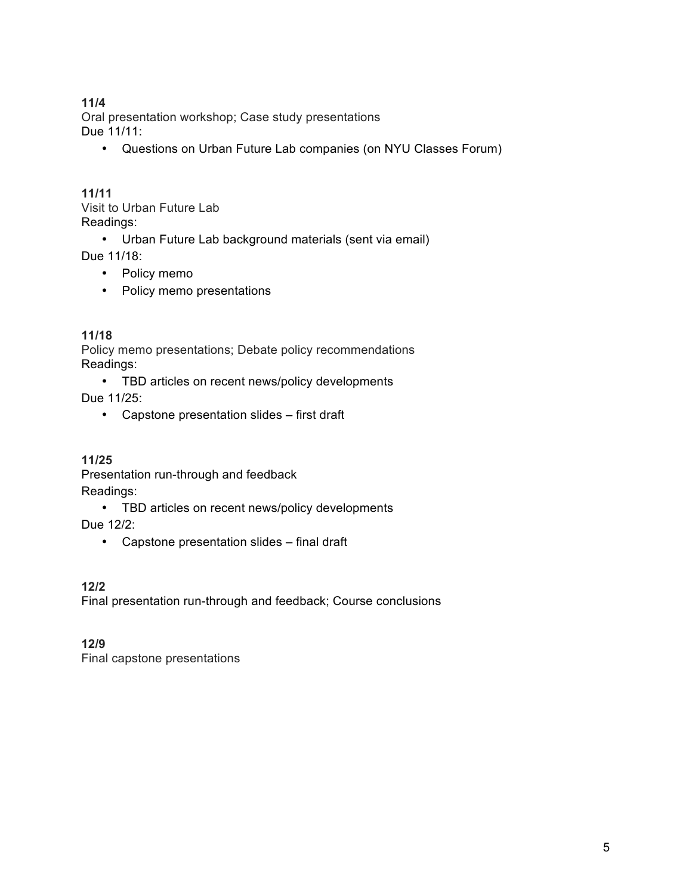**11/4**
Oral presentation workshop; Case study presentations
Due 11/11:

- Questions on Urban Future Lab companies (on NYU Classes Forum)

**11/11**
Visit to Urban Future Lab
Readings:

- Urban Future Lab background materials (sent via email)

Due 11/18:

- Policy memo
- Policy memo presentations

**11/18**
Policy memo presentations; Debate policy recommendations
Readings:

- TBD articles on recent news/policy developments

Due 11/25:

- Capstone presentation slides – first draft

**11/25**
Presentation run-through and feedback
Readings:

- TBD articles on recent news/policy developments

Due 12/2:

- Capstone presentation slides – final draft

**12/2**
Final presentation run-through and feedback; Course conclusions

**12/9**
Final capstone presentations